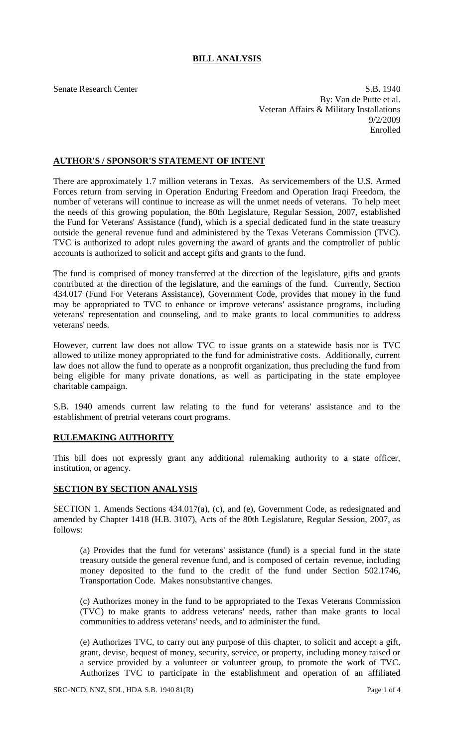# BILL ANALYSIS

Senate Research Center

S.B. 1940
By: Van de Putte et al.
Veteran Affairs & Military Installations
9/2/2009
Enrolled

## AUTHOR'S / SPONSOR'S STATEMENT OF INTENT

There are approximately 1.7 million veterans in Texas. As servicemembers of the U.S. Armed Forces return from serving in Operation Enduring Freedom and Operation Iraqi Freedom, the number of veterans will continue to increase as will the unmet needs of veterans. To help meet the needs of this growing population, the 80th Legislature, Regular Session, 2007, established the Fund for Veterans' Assistance (fund), which is a special dedicated fund in the state treasury outside the general revenue fund and administered by the Texas Veterans Commission (TVC). TVC is authorized to adopt rules governing the award of grants and the comptroller of public accounts is authorized to solicit and accept gifts and grants to the fund.

The fund is comprised of money transferred at the direction of the legislature, gifts and grants contributed at the direction of the legislature, and the earnings of the fund. Currently, Section 434.017 (Fund For Veterans Assistance), Government Code, provides that money in the fund may be appropriated to TVC to enhance or improve veterans' assistance programs, including veterans' representation and counseling, and to make grants to local communities to address veterans' needs.

However, current law does not allow TVC to issue grants on a statewide basis nor is TVC allowed to utilize money appropriated to the fund for administrative costs. Additionally, current law does not allow the fund to operate as a nonprofit organization, thus precluding the fund from being eligible for many private donations, as well as participating in the state employee charitable campaign.

S.B. 1940 amends current law relating to the fund for veterans' assistance and to the establishment of pretrial veterans court programs.

## RULEMAKING AUTHORITY

This bill does not expressly grant any additional rulemaking authority to a state officer, institution, or agency.

## SECTION BY SECTION ANALYSIS

SECTION 1. Amends Sections 434.017(a), (c), and (e), Government Code, as redesignated and amended by Chapter 1418 (H.B. 3107), Acts of the 80th Legislature, Regular Session, 2007, as follows:

(a) Provides that the fund for veterans' assistance (fund) is a special fund in the state treasury outside the general revenue fund, and is composed of certain revenue, including money deposited to the fund to the credit of the fund under Section 502.1746, Transportation Code. Makes nonsubstantive changes.

(c) Authorizes money in the fund to be appropriated to the Texas Veterans Commission (TVC) to make grants to address veterans' needs, rather than make grants to local communities to address veterans' needs, and to administer the fund.

(e) Authorizes TVC, to carry out any purpose of this chapter, to solicit and accept a gift, grant, devise, bequest of money, security, service, or property, including money raised or a service provided by a volunteer or volunteer group, to promote the work of TVC. Authorizes TVC to participate in the establishment and operation of an affiliated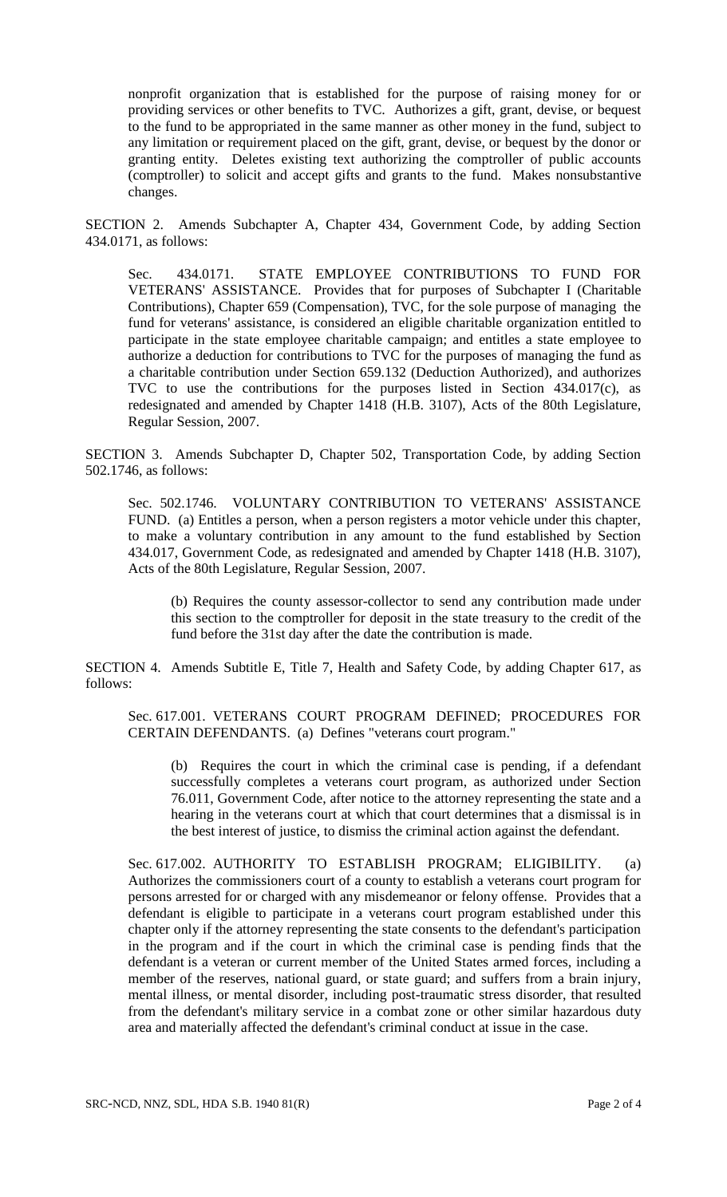nonprofit organization that is established for the purpose of raising money for or providing services or other benefits to TVC. Authorizes a gift, grant, devise, or bequest to the fund to be appropriated in the same manner as other money in the fund, subject to any limitation or requirement placed on the gift, grant, devise, or bequest by the donor or granting entity. Deletes existing text authorizing the comptroller of public accounts (comptroller) to solicit and accept gifts and grants to the fund. Makes nonsubstantive changes.

SECTION 2. Amends Subchapter A, Chapter 434, Government Code, by adding Section 434.0171, as follows:

Sec. 434.0171. STATE EMPLOYEE CONTRIBUTIONS TO FUND FOR VETERANS' ASSISTANCE. Provides that for purposes of Subchapter I (Charitable Contributions), Chapter 659 (Compensation), TVC, for the sole purpose of managing the fund for veterans' assistance, is considered an eligible charitable organization entitled to participate in the state employee charitable campaign; and entitles a state employee to authorize a deduction for contributions to TVC for the purposes of managing the fund as a charitable contribution under Section 659.132 (Deduction Authorized), and authorizes TVC to use the contributions for the purposes listed in Section 434.017(c), as redesignated and amended by Chapter 1418 (H.B. 3107), Acts of the 80th Legislature, Regular Session, 2007.

SECTION 3. Amends Subchapter D, Chapter 502, Transportation Code, by adding Section 502.1746, as follows:

Sec. 502.1746. VOLUNTARY CONTRIBUTION TO VETERANS' ASSISTANCE FUND. (a) Entitles a person, when a person registers a motor vehicle under this chapter, to make a voluntary contribution in any amount to the fund established by Section 434.017, Government Code, as redesignated and amended by Chapter 1418 (H.B. 3107), Acts of the 80th Legislature, Regular Session, 2007.

(b) Requires the county assessor-collector to send any contribution made under this section to the comptroller for deposit in the state treasury to the credit of the fund before the 31st day after the date the contribution is made.

SECTION 4. Amends Subtitle E, Title 7, Health and Safety Code, by adding Chapter 617, as follows:

Sec. 617.001. VETERANS COURT PROGRAM DEFINED; PROCEDURES FOR CERTAIN DEFENDANTS. (a) Defines "veterans court program."

(b) Requires the court in which the criminal case is pending, if a defendant successfully completes a veterans court program, as authorized under Section 76.011, Government Code, after notice to the attorney representing the state and a hearing in the veterans court at which that court determines that a dismissal is in the best interest of justice, to dismiss the criminal action against the defendant.

Sec. 617.002. AUTHORITY TO ESTABLISH PROGRAM; ELIGIBILITY. (a) Authorizes the commissioners court of a county to establish a veterans court program for persons arrested for or charged with any misdemeanor or felony offense. Provides that a defendant is eligible to participate in a veterans court program established under this chapter only if the attorney representing the state consents to the defendant's participation in the program and if the court in which the criminal case is pending finds that the defendant is a veteran or current member of the United States armed forces, including a member of the reserves, national guard, or state guard; and suffers from a brain injury, mental illness, or mental disorder, including post-traumatic stress disorder, that resulted from the defendant's military service in a combat zone or other similar hazardous duty area and materially affected the defendant's criminal conduct at issue in the case.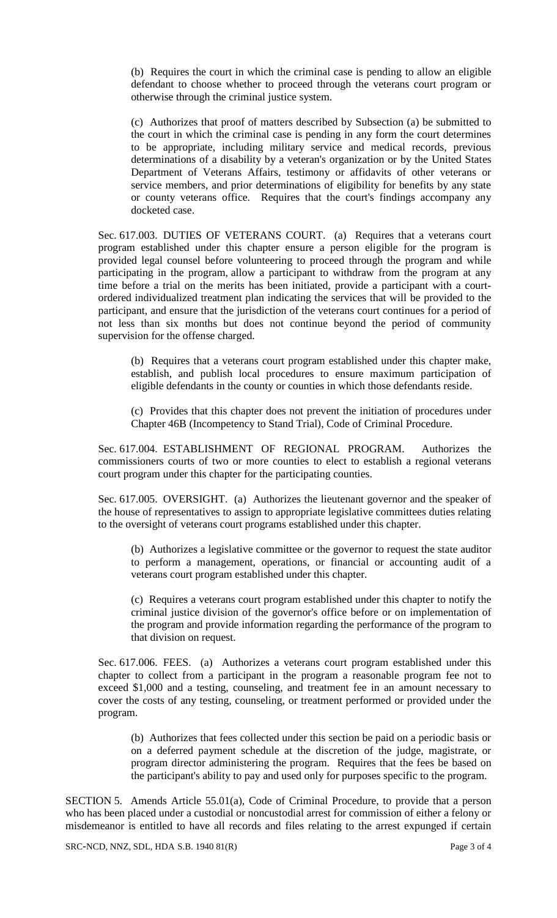(b) Requires the court in which the criminal case is pending to allow an eligible defendant to choose whether to proceed through the veterans court program or otherwise through the criminal justice system.

(c) Authorizes that proof of matters described by Subsection (a) be submitted to the court in which the criminal case is pending in any form the court determines to be appropriate, including military service and medical records, previous determinations of a disability by a veteran's organization or by the United States Department of Veterans Affairs, testimony or affidavits of other veterans or service members, and prior determinations of eligibility for benefits by any state or county veterans office. Requires that the court's findings accompany any docketed case.

Sec. 617.003. DUTIES OF VETERANS COURT. (a) Requires that a veterans court program established under this chapter ensure a person eligible for the program is provided legal counsel before volunteering to proceed through the program and while participating in the program, allow a participant to withdraw from the program at any time before a trial on the merits has been initiated, provide a participant with a court-ordered individualized treatment plan indicating the services that will be provided to the participant, and ensure that the jurisdiction of the veterans court continues for a period of not less than six months but does not continue beyond the period of community supervision for the offense charged.

(b) Requires that a veterans court program established under this chapter make, establish, and publish local procedures to ensure maximum participation of eligible defendants in the county or counties in which those defendants reside.

(c) Provides that this chapter does not prevent the initiation of procedures under Chapter 46B (Incompetency to Stand Trial), Code of Criminal Procedure.

Sec. 617.004. ESTABLISHMENT OF REGIONAL PROGRAM. Authorizes the commissioners courts of two or more counties to elect to establish a regional veterans court program under this chapter for the participating counties.

Sec. 617.005. OVERSIGHT. (a) Authorizes the lieutenant governor and the speaker of the house of representatives to assign to appropriate legislative committees duties relating to the oversight of veterans court programs established under this chapter.

(b) Authorizes a legislative committee or the governor to request the state auditor to perform a management, operations, or financial or accounting audit of a veterans court program established under this chapter.

(c) Requires a veterans court program established under this chapter to notify the criminal justice division of the governor's office before or on implementation of the program and provide information regarding the performance of the program to that division on request.

Sec. 617.006. FEES. (a) Authorizes a veterans court program established under this chapter to collect from a participant in the program a reasonable program fee not to exceed $1,000 and a testing, counseling, and treatment fee in an amount necessary to cover the costs of any testing, counseling, or treatment performed or provided under the program.

(b) Authorizes that fees collected under this section be paid on a periodic basis or on a deferred payment schedule at the discretion of the judge, magistrate, or program director administering the program. Requires that the fees be based on the participant's ability to pay and used only for purposes specific to the program.

SECTION 5. Amends Article 55.01(a), Code of Criminal Procedure, to provide that a person who has been placed under a custodial or noncustodial arrest for commission of either a felony or misdemeanor is entitled to have all records and files relating to the arrest expunged if certain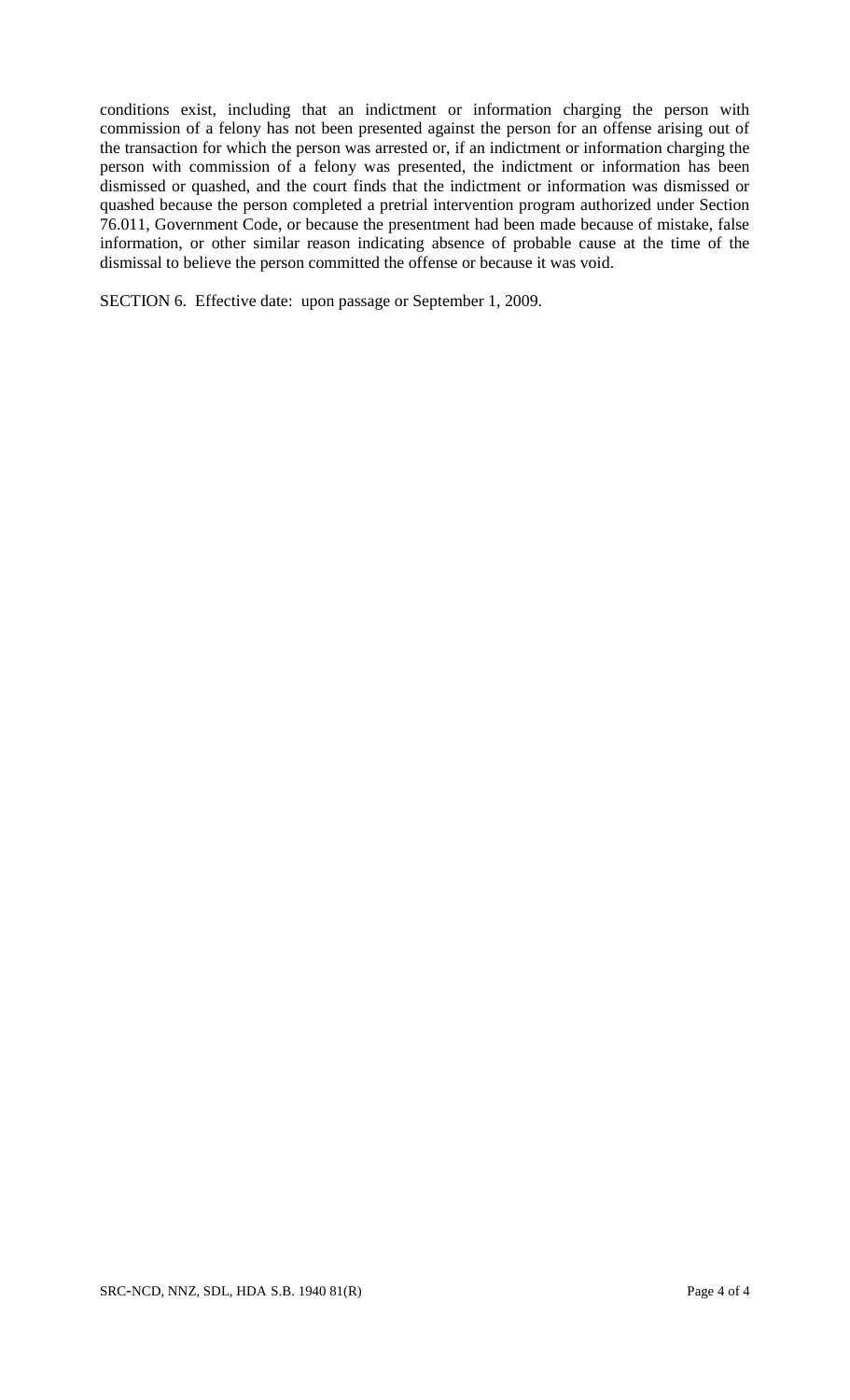conditions exist, including that an indictment or information charging the person with commission of a felony has not been presented against the person for an offense arising out of the transaction for which the person was arrested or, if an indictment or information charging the person with commission of a felony was presented, the indictment or information has been dismissed or quashed, and the court finds that the indictment or information was dismissed or quashed because the person completed a pretrial intervention program authorized under Section 76.011, Government Code, or because the presentment had been made because of mistake, false information, or other similar reason indicating absence of probable cause at the time of the dismissal to believe the person committed the offense or because it was void.

SECTION 6. Effective date: upon passage or September 1, 2009.